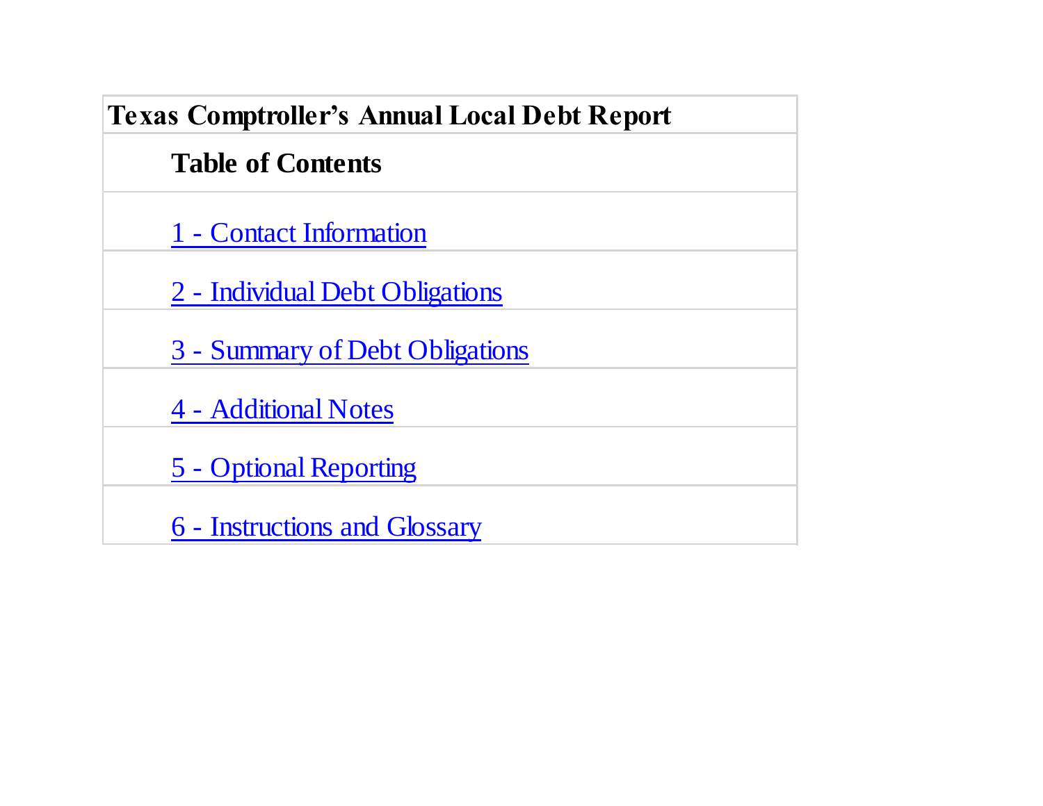# Texas Comptroller's Annual Local Debt Report

## Table of Contents

1 - Contact Information

2 - Individual Debt Obligations

3 - Summary of Debt Obligations

4 - Additional Notes

5 - Optional Reporting

6 - Instructions and Glossary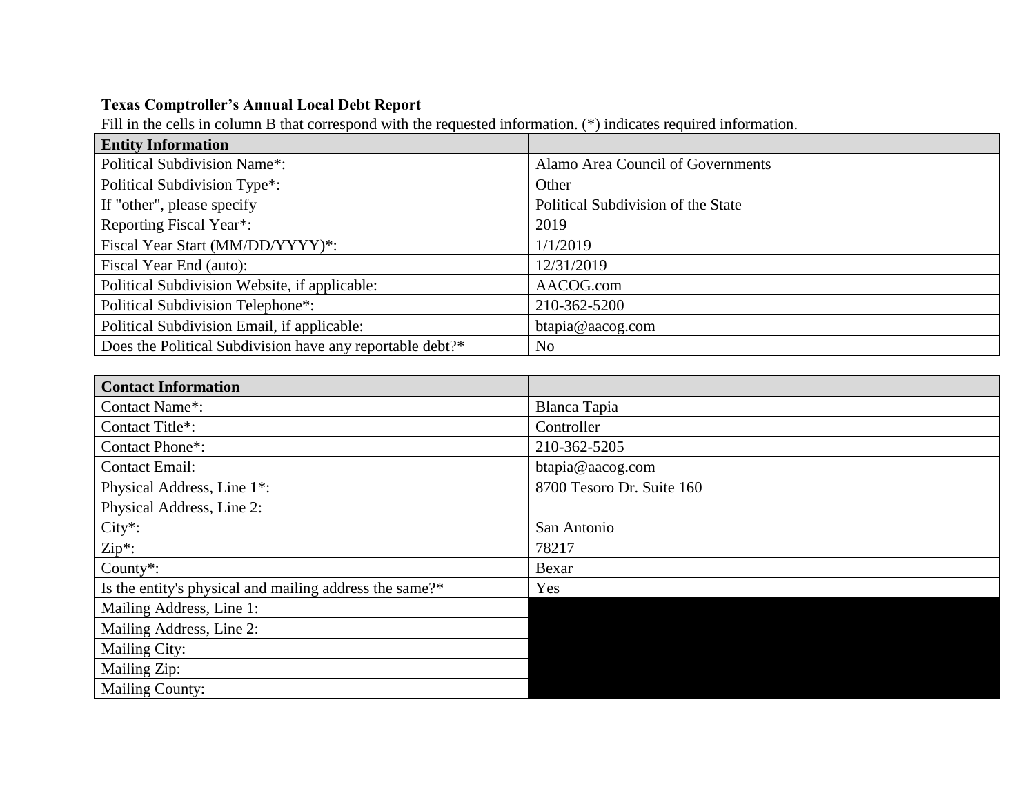**Texas Comptroller's Annual Local Debt Report**

Fill in the cells in column B that correspond with the requested information. (*) indicates required information.

| **Entity Information** | |
|---|---|
| Political Subdivision Name*: | Alamo Area Council of Governments |
| Political Subdivision Type*: | Other |
| If "other", please specify | Political Subdivision of the State |
| Reporting Fiscal Year*: | 2019 |
| Fiscal Year Start (MM/DD/YYYY)*: | 1/1/2019 |
| Fiscal Year End (auto): | 12/31/2019 |
| Political Subdivision Website, if applicable: | AACOG.com |
| Political Subdivision Telephone*: | 210-362-5200 |
| Political Subdivision Email, if applicable: | btapia@aacog.com |
| Does the Political Subdivision have any reportable debt?* | No |

| **Contact Information** | |
|---|---|
| Contact Name*: | Blanca Tapia |
| Contact Title*: | Controller |
| Contact Phone*: | 210-362-5205 |
| Contact Email: | btapia@aacog.com |
| Physical Address, Line 1*: | 8700 Tesoro Dr. Suite 160 |
| Physical Address, Line 2: | |
| City*: | San Antonio |
| Zip*: | 78217 |
| County*: | Bexar |
| Is the entity's physical and mailing address the same?* | Yes |
| Mailing Address, Line 1: | |
| Mailing Address, Line 2: | |
| Mailing City: | |
| Mailing Zip: | |
| Mailing County: | |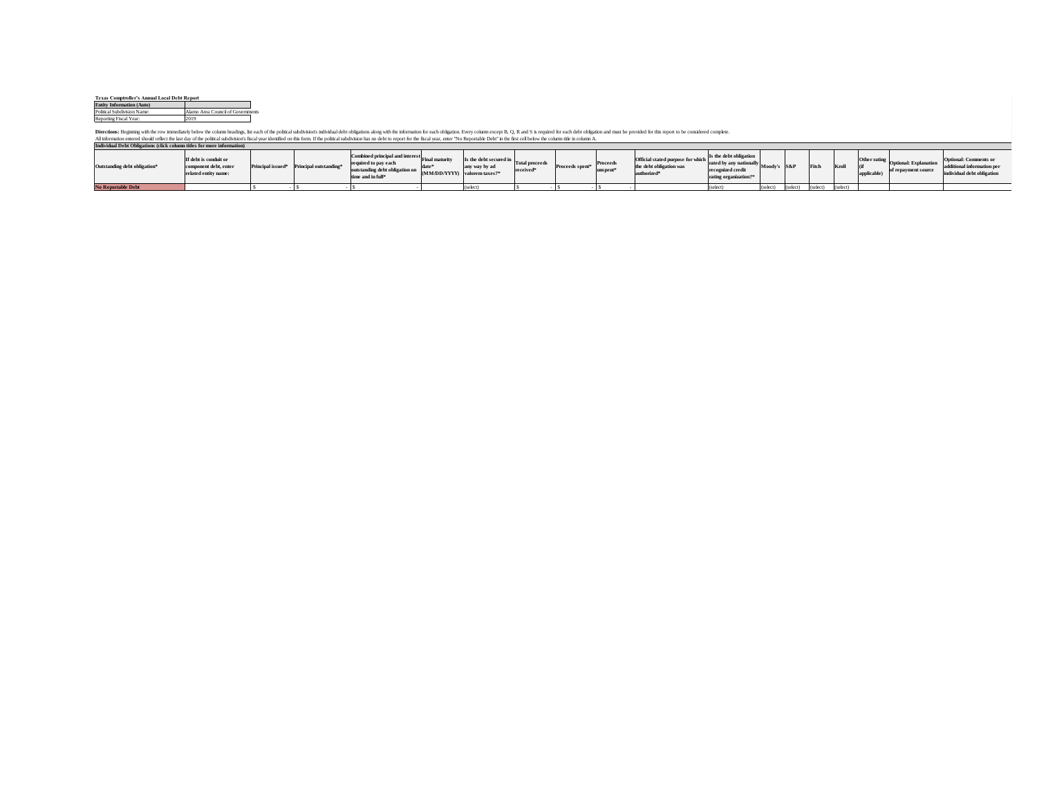**Texas Comptroller's Annual Local Debt Report**

| **Entity Information (Auto)** | |
|---|---|
| Political Subdivision Name: | Alamo Area Council of Governments |
| Reporting Fiscal Year: | 2019 |

**Directions:** Beginning with the row immediately below the column headings, list each of the political subdivision's individual debt obligations along with the information for each obligation. Every column except B, Q, R and S is required for each debt obligation and must be provided for this report to be considered complete.
All information entered should reflect the last day of the political subdivision's fiscal year identified on this form. If the political subdivision has no debt to report for the fiscal year, enter "No Reportable Debt" in the first cell below the column title in column A.

**Individual Debt Obligations (click column titles for more information)**

| Outstanding debt obligation* | If debt is conduit or component debt, enter related entity name: | Principal issued* | Principal outstanding* | Combined principal and interest required to pay each outstanding debt obligation on time and in full* | Final maturity date* (MM/DD/YYYY) | Is the debt secured in any way by ad valorem taxes?* | Total proceeds received* | Proceeds spent* | Proceeds unspent* | Official stated purpose for which the debt obligation was authorized* | Is the debt obligation rated by any nationally recognized credit rating organization?* | Moody's | S&P | Fitch | Kroll | Other rating (if applicable) | Optional: Explanation of repayment source | Optional: Comments or additional information per individual debt obligation |
|---|---|---|---|---|---|---|---|---|---|---|---|---|---|---|---|---|---|---|
| No Reportable Debt | | $ - | $ - | $ - | | (select) | $ - | $ - | $ - | | (select) | (select) | (select) | (select) | (select) | | | |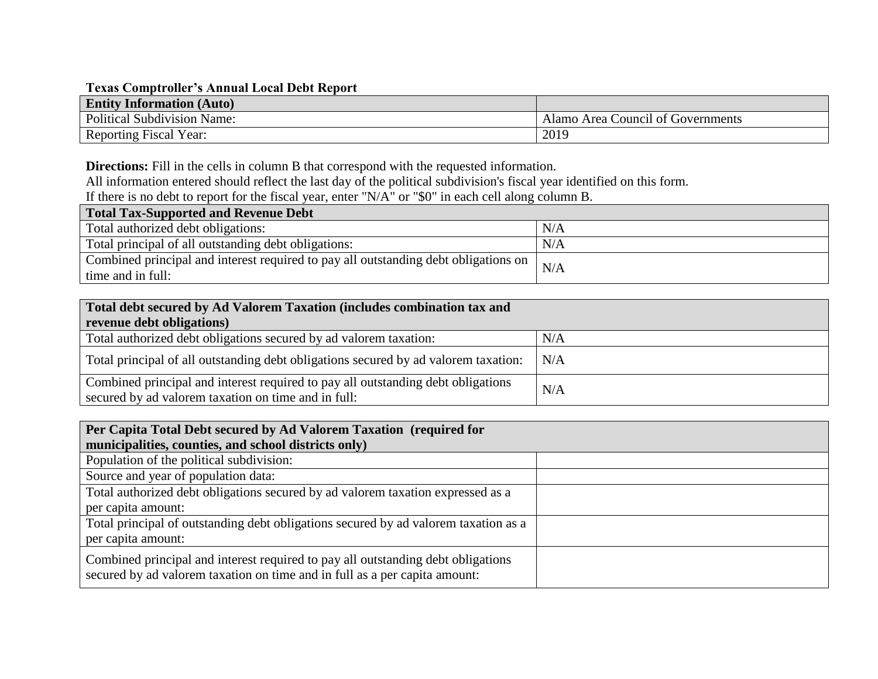**Texas Comptroller's Annual Local Debt Report**

| **Entity Information (Auto)** | |
|---|---|
| Political Subdivision Name: | Alamo Area Council of Governments |
| Reporting Fiscal Year: | 2019 |

**Directions:** Fill in the cells in column B that correspond with the requested information.
All information entered should reflect the last day of the political subdivision's fiscal year identified on this form.
If there is no debt to report for the fiscal year, enter "N/A" or "$0" in each cell along column B.

| **Total Tax-Supported and Revenue Debt** | |
|---|---|
| Total authorized debt obligations: | N/A |
| Total principal of all outstanding debt obligations: | N/A |
| Combined principal and interest required to pay all outstanding debt obligations on time and in full: | N/A |

| **Total debt secured by Ad Valorem Taxation (includes combination tax and revenue debt obligations)** | |
|---|---|
| Total authorized debt obligations secured by ad valorem taxation: | N/A |
| Total principal of all outstanding debt obligations secured by ad valorem taxation: | N/A |
| Combined principal and interest required to pay all outstanding debt obligations secured by ad valorem taxation on time and in full: | N/A |

| **Per Capita Total Debt secured by Ad Valorem Taxation (required for municipalities, counties, and school districts only)** | |
|---|---|
| Population of the political subdivision: | |
| Source and year of population data: | |
| Total authorized debt obligations secured by ad valorem taxation expressed as a per capita amount: | |
| Total principal of outstanding debt obligations secured by ad valorem taxation as a per capita amount: | |
| Combined principal and interest required to pay all outstanding debt obligations secured by ad valorem taxation on time and in full as a per capita amount: | |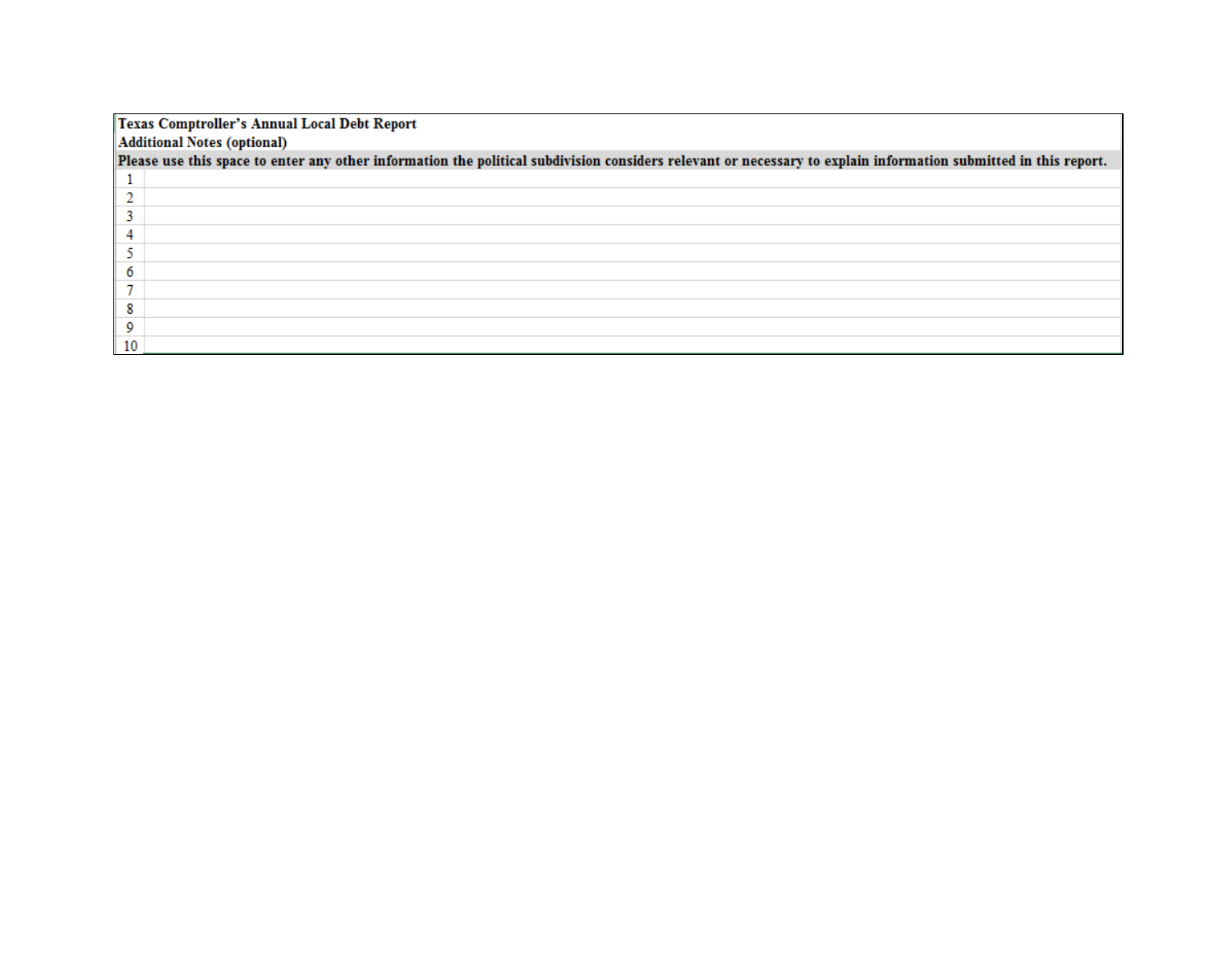**Texas Comptroller's Annual Local Debt Report**

**Additional Notes (optional)**

**Please use this space to enter any other information the political subdivision considers relevant or necessary to explain information submitted in this report.**

| | |
|---|---|
| 1 | |
| 2 | |
| 3 | |
| 4 | |
| 5 | |
| 6 | |
| 7 | |
| 8 | |
| 9 | |
| 10 | |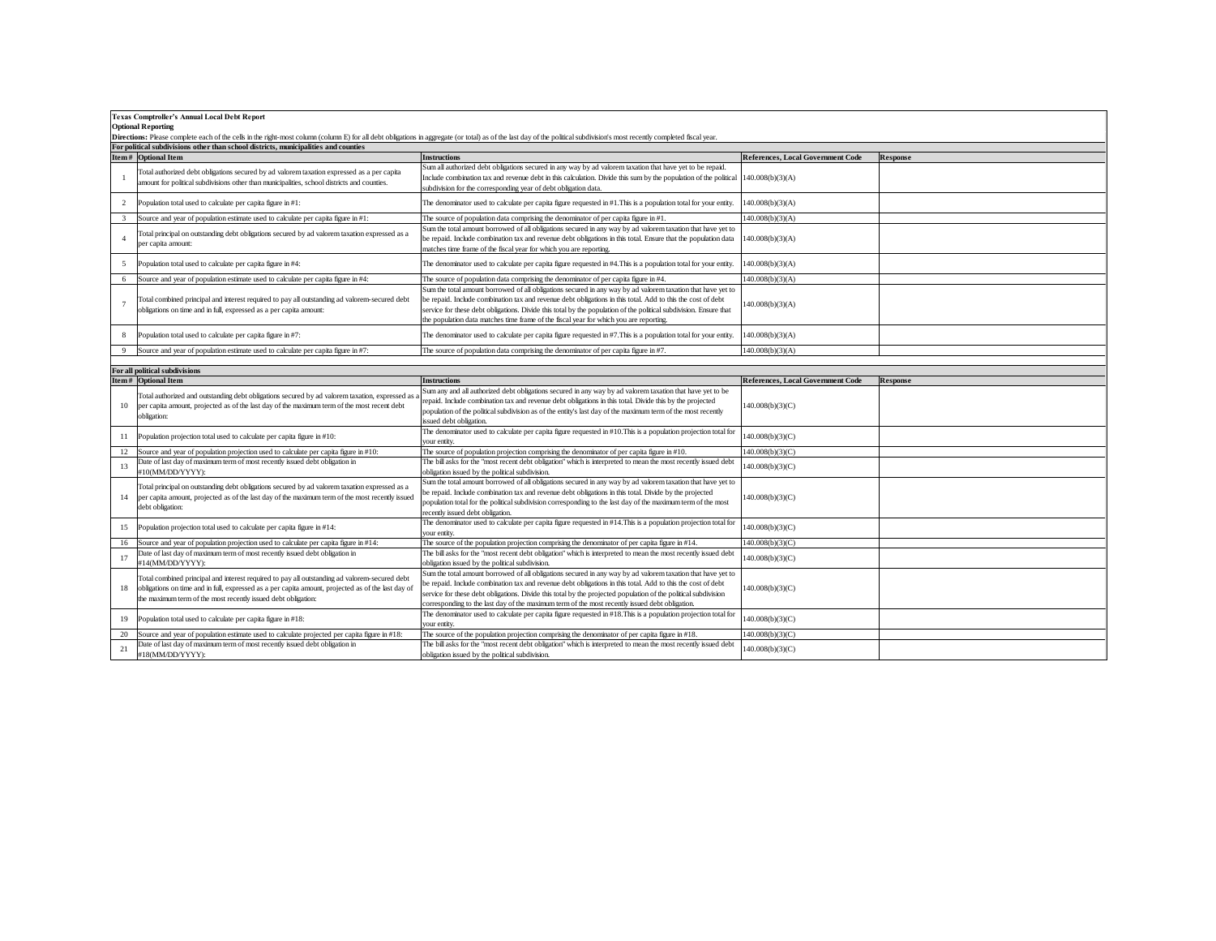**Texas Comptroller's Annual Local Debt Report**

**Optional Reporting**

**Directions:** Please complete each of the cells in the right-most column (column E) for all debt obligations in aggregate (or total) as of the last day of the political subdivision's most recently completed fiscal year.

**For political subdivisions other than school districts, municipalities and counties**

| Item # | Optional Item | Instructions | References, Local Government Code | Response |
|---|---|---|---|---|
| 1 | Total authorized debt obligations secured by ad valorem taxation expressed as a per capita amount for political subdivisions other than municipalities, school districts and counties. | Sum all authorized debt obligations secured in any way by ad valorem taxation that have yet to be repaid. Include combination tax and revenue debt in this calculation. Divide this sum by the population of the political subdivision for the corresponding year of debt obligation data. | 140.008(b)(3)(A) | |
| 2 | Population total used to calculate per capita figure in #1: | The denominator used to calculate per capita figure requested in #1.This is a population total for your entity. | 140.008(b)(3)(A) | |
| 3 | Source and year of population estimate used to calculate per capita figure in #1: | The source of population data comprising the denominator of per capita figure in #1. | 140.008(b)(3)(A) | |
| 4 | Total principal on outstanding debt obligations secured by ad valorem taxation expressed as a per capita amount: | Sum the total amount borrowed of all obligations secured in any way by ad valorem taxation that have yet to be repaid. Include combination tax and revenue debt obligations in this total. Ensure that the population data matches time frame of the fiscal year for which you are reporting. | 140.008(b)(3)(A) | |
| 5 | Population total used to calculate per capita figure in #4: | The denominator used to calculate per capita figure requested in #4.This is a population total for your entity. | 140.008(b)(3)(A) | |
| 6 | Source and year of population estimate used to calculate per capita figure in #4: | The source of population data comprising the denominator of per capita figure in #4. | 140.008(b)(3)(A) | |
| 7 | Total combined principal and interest required to pay all outstanding ad valorem-secured debt obligations on time and in full, expressed as a per capita amount: | Sum the total amount borrowed of all obligations secured in any way by ad valorem taxation that have yet to be repaid. Include combination tax and revenue debt obligations in this total. Add to this the cost of debt service for these debt obligations. Divide this total by the population of the political subdivision. Ensure that the population data matches time frame of the fiscal year for which you are reporting. | 140.008(b)(3)(A) | |
| 8 | Population total used to calculate per capita figure in #7: | The denominator used to calculate per capita figure requested in #7.This is a population total for your entity. | 140.008(b)(3)(A) | |
| 9 | Source and year of population estimate used to calculate per capita figure in #7: | The source of population data comprising the denominator of per capita figure in #7. | 140.008(b)(3)(A) | |

**For all political subdivisions**

| Item # | Optional Item | Instructions | References, Local Government Code | Response |
|---|---|---|---|---|
| 10 | Total authorized and outstanding debt obligations secured by ad valorem taxation, expressed as a per capita amount, projected as of the last day of the maximum term of the most recent debt obligation: | Sum any and all authorized debt obligations secured in any way by ad valorem taxation that have yet to be repaid. Include combination tax and revenue debt obligations in this total. Divide this by the projected population of the political subdivision as of the entity's last day of the maximum term of the most recently issued debt obligation. | 140.008(b)(3)(C) | |
| 11 | Population projection total used to calculate per capita figure in #10: | The denominator used to calculate per capita figure requested in #10.This is a population projection total for your entity. | 140.008(b)(3)(C) | |
| 12 | Source and year of population projection used to calculate per capita figure in #10: | The source of population projection comprising the denominator of per capita figure in #10. | 140.008(b)(3)(C) | |
| 13 | Date of last day of maximum term of most recently issued debt obligation in #10(MM/DD/YYYY): | The bill asks for the "most recent debt obligation" which is interpreted to mean the most recently issued debt obligation issued by the political subdivision. | 140.008(b)(3)(C) | |
| 14 | Total principal on outstanding debt obligations secured by ad valorem taxation expressed as a per capita amount, projected as of the last day of the maximum term of the most recently issued debt obligation: | Sum the total amount borrowed of all obligations secured in any way by ad valorem taxation that have yet to be repaid. Include combination tax and revenue debt obligations in this total. Divide by the projected population total for the political subdivision corresponding to the last day of the maximum term of the most recently issued debt obligation. | 140.008(b)(3)(C) | |
| 15 | Population projection total used to calculate per capita figure in #14: | The denominator used to calculate per capita figure requested in #14.This is a population projection total for your entity. | 140.008(b)(3)(C) | |
| 16 | Source and year of population projection used to calculate per capita figure in #14: | The source of the population projection comprising the denominator of per capita figure in #14. | 140.008(b)(3)(C) | |
| 17 | Date of last day of maximum term of most recently issued debt obligation in #14(MM/DD/YYYY): | The bill asks for the "most recent debt obligation" which is interpreted to mean the most recently issued debt obligation issued by the political subdivision. | 140.008(b)(3)(C) | |
| 18 | Total combined principal and interest required to pay all outstanding ad valorem-secured debt obligations on time and in full, expressed as a per capita amount, projected as of the last day of the maximum term of the most recently issued debt obligation: | Sum the total amount borrowed of all obligations secured in any way by ad valorem taxation that have yet to be repaid. Include combination tax and revenue debt obligations in this total. Add to this the cost of debt service for these debt obligations. Divide this total by the projected population of the political subdivision corresponding to the last day of the maximum term of the most recently issued debt obligation. | 140.008(b)(3)(C) | |
| 19 | Population total used to calculate per capita figure in #18: | The denominator used to calculate per capita figure requested in #18.This is a population projection total for your entity. | 140.008(b)(3)(C) | |
| 20 | Source and year of population estimate used to calculate projected per capita figure in #18: | The source of the population projection comprising the denominator of per capita figure in #18. | 140.008(b)(3)(C) | |
| 21 | Date of last day of maximum term of most recently issued debt obligation in #18(MM/DD/YYYY): | The bill asks for the "most recent debt obligation" which is interpreted to mean the most recently issued debt obligation issued by the political subdivision. | 140.008(b)(3)(C) | |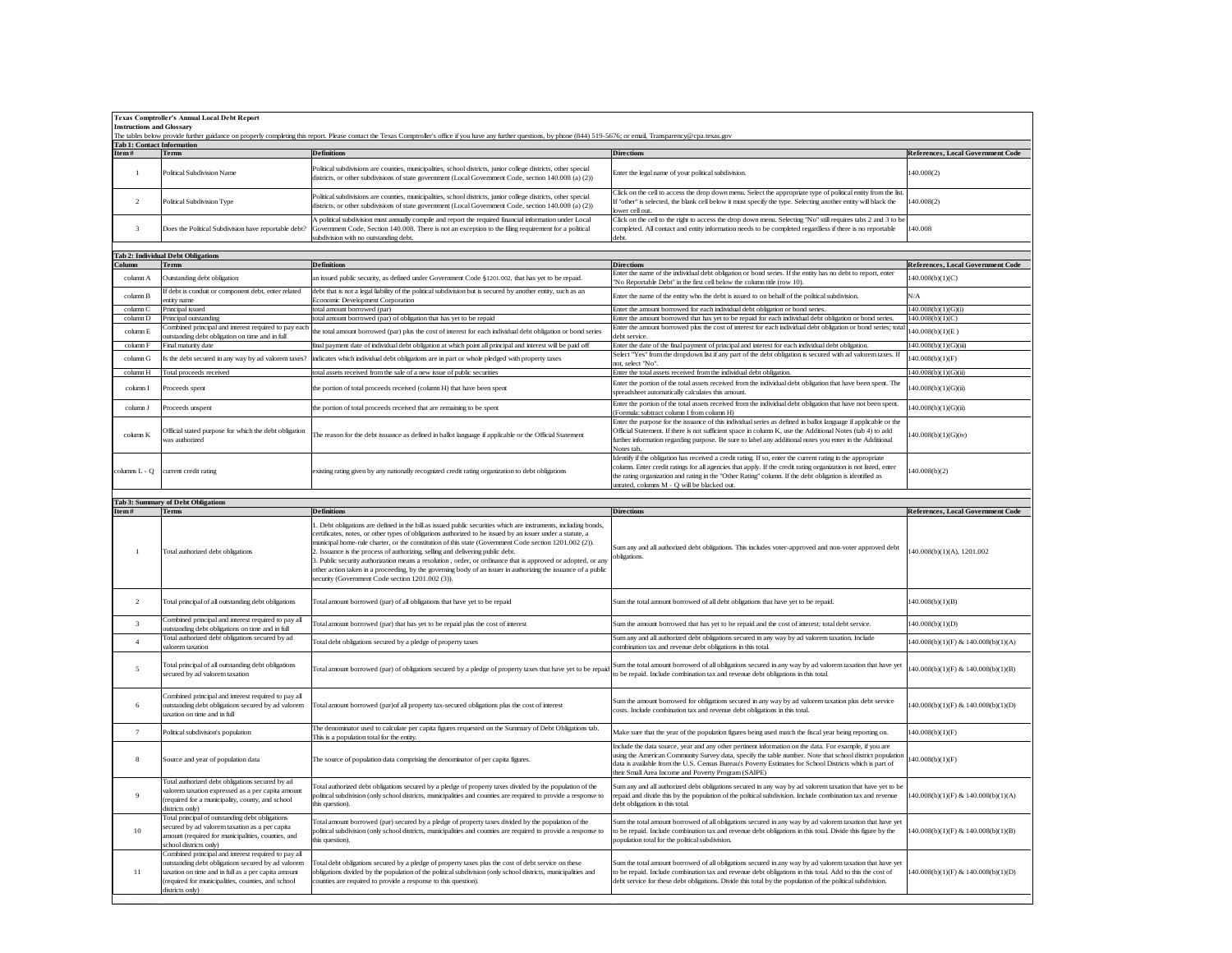**Texas Comptroller's Annual Local Debt Report**

**Instructions and Glossary**

The tables below provide further guidance on properly completing this report. Please contact the Texas Comptroller's office if you have any further questions, by phone (844) 519-5676; or email, Transparency@cpa.texas.gov

**Tab 1: Contact Information**

| Item # | Terms | Definitions | Directions | References, Local Government Code |
|---|---|---|---|---|
| 1 | Political Subdivision Name | Political subdivisions are counties, municipalities, school districts, junior college districts, other special districts, or other subdivisions of state government (Local Government Code, section 140.008 (a) (2)) | Enter the legal name of your political subdivision. | 140.008(2) |
| 2 | Political Subdivision Type | Political subdivisions are counties, municipalities, school districts, junior college districts, other special districts, or other subdivisions of state government (Local Government Code, section 140.008 (a) (2)) | Click on the cell to access the drop down menu. Select the appropriate type of political entity from the list. If "other" is selected, the blank cell below it must specify the type. Selecting another entity will black the lower cell out. | 140.008(2) |
| 3 | Does the Political Subdivision have reportable debt? | A political subdivision must annually compile and report the required financial information under Local Government Code, Section 140.008. There is not an exception to the filing requirement for a political subdivision with no outstanding debt. | Click on the cell to the right to access the drop down menu. Selecting "No" still requires tabs 2 and 3 to be completed. All contact and entity information needs to be completed regardless if there is no reportable debt. | 140.008 |

**Tab 2: Individual Debt Obligations**

| Column | Terms | Definitions | Directions | References, Local Government Code |
|---|---|---|---|---|
| column A | Outstanding debt obligation | an issued public security, as defined under Government Code §1201.002, that has yet to be repaid. | Enter the name of the individual debt obligation or bond series. If the entity has no debt to report, enter "No Reportable Debt" in the first cell below the column title (row 10). | 140.008(b)(1)(C) |
| column B | If debt is conduit or component debt, enter related entity name | debt that is not a legal liability of the political subdivision but is secured by another entity, such as an Economic Development Corporation | Enter the name of the entity who the debt is issued to on behalf of the political subdivision. | N/A |
| column C | Principal issued | total amount borrowed (par) | Enter the amount borrowed for each individual debt obligation or bond series. | 140.008(b)(1)(G)(i) |
| column D | Principal outstanding | total amount borrowed (par) of obligation that has yet to be repaid | Enter the amount borrowed that has yet to be repaid for each individual debt obligation or bond series. | 140.008(b)(1)(C) |
| column E | Combined principal and interest required to pay each outstanding debt obligation on time and in full | the total amount borrowed (par) plus the cost of interest for each individual debt obligation or bond series | Enter the amount borrowed plus the cost of interest for each individual debt obligation or bond series; total debt service. | 140.008(b)(1)(E ) |
| column F | Final maturity date | final payment date of individual debt obligation at which point all principal and interest will be paid off | Enter the date of the final payment of principal and interest for each individual debt obligation. | 140.008(b)(1)(G)(iii) |
| column G | Is the debt secured in any way by ad valorem taxes? | indicates which individual debt obligations are in part or whole pledged with property taxes | Select "Yes" from the dropdown list if any part of the debt obligation is secured with ad valorem taxes. If not, select "No". | 140.008(b)(1)(F) |
| column H | Total proceeds received | total assets received from the sale of a new issue of public securities | Enter the total assets received from the individual debt obligation. | 140.008(b)(1)(G)(ii) |
| column I | Proceeds spent | the portion of total proceeds received (column H) that have been spent | Enter the portion of the total assets received from the individual debt obligation that have been spent. The spreadsheet automatically calculates this amount. | 140.008(b)(1)(G)(ii) |
| column J | Proceeds unspent | the portion of total proceeds received that are remaining to be spent | Enter the portion of the total assets received from the individual debt obligation that have not been spent. (Formula: subtract column I from column H) | 140.008(b)(1)(G)(ii) |
| column K | Official stated purpose for which the debt obligation was authorized | The reason for the debt issuance as defined in ballot language if applicable or the Official Statement | Enter the purpose for the issuance of this individual series as defined in ballot language if applicable or the Official Statement. If there is not sufficient space in column K, use the Additional Notes (tab 4) to add further information regarding purpose. Be sure to label any additional notes you enter in the Additional Notes tab. | 140.008(b)(1)(G)(iv) |
| columns L - Q | current credit rating | existing rating given by any nationally recognized credit rating organization to debt obligations | Identify if the obligation has received a credit rating. If so, enter the current rating in the appropriate column. Enter credit ratings for all agencies that apply. If the credit rating organization is not listed, enter the rating organization and rating in the "Other Rating" column. If the debt obligation is identified as unrated, columns M - Q will be blacked out. | 140.008(b)(2) |

**Tab 3: Summary of Debt Obligations**

| Item # | Terms | Definitions | Directions | References, Local Government Code |
|---|---|---|---|---|
| 1 | Total authorized debt obligations | 1. Debt obligations are defined in the bill as issued public securities which are instruments, including bonds, certificates, notes, or other types of obligations authorized to be issued by an issuer under a statute, a municipal home-rule charter, or the constitution of this state (Government Code section 1201.002 (2)). 2. Issuance is the process of authorizing, selling and delivering public debt. 3. Public security authorization means a resolution , order, or ordinance that is approved or adopted, or any other action taken in a proceeding, by the governing body of an issuer in authorizing the issuance of a public security (Government Code section 1201.002 (3)). | Sum any and all authorized debt obligations. This includes voter-approved and non-voter approved debt obligations. | 140.008(b)(1)(A), 1201.002 |
| 2 | Total principal of all outstanding debt obligations | Total amount borrowed (par) of all obligations that have yet to be repaid | Sum the total amount borrowed of all debt obligations that have yet to be repaid. | 140.008(b)(1)(B) |
| 3 | Combined principal and interest required to pay all outstanding debt obligations on time and in full | Total amount borrowed (par) that has yet to be repaid plus the cost of interest | Sum the amount borrowed that has yet to be repaid and the cost of interest; total debt service. | 140.008(b)(1)(D) |
| 4 | Total authorized debt obligations secured by ad valorem taxation | Total debt obligations secured by a pledge of property taxes | Sum any and all authorized debt obligations secured in any way by ad valorem taxation. Include combination tax and revenue debt obligations in this total. | 140.008(b)(1)(F) & 140.008(b)(1)(A) |
| 5 | Total principal of all outstanding debt obligations secured by ad valorem taxation | Total amount borrowed (par) of obligations secured by a pledge of property taxes that have yet to be repaid | Sum the total amount borrowed of all obligations secured in any way by ad valorem taxation that have yet to be repaid. Include combination tax and revenue debt obligations in this total. | 140.008(b)(1)(F) & 140.008(b)(1)(B) |
| 6 | Combined principal and interest required to pay all outstanding debt obligations secured by ad valorem taxation on time and in full | Total amount borrowed (par)of all property tax-secured obligations plus the cost of interest | Sum the amount borrowed for obligations secured in any way by ad valorem taxation plus debt service costs. Include combination tax and revenue debt obligations in this total. | 140.008(b)(1)(F) & 140.008(b)(1)(D) |
| 7 | Political subdivision's population | The denominator used to calculate per capita figures requested on the Summary of Debt Obligations tab. This is a population total for the entity. | Make sure that the year of the population figures being used match the fiscal year being reporting on. | 140.008(b)(1)(F) |
| 8 | Source and year of population data | The source of population data comprising the denominator of per capita figures. | Include the data source, year and any other pertinent information on the data. For example, if you are using the American Community Survey data, specify the table number. Note that school district population data is available from the U.S. Census Bureau's Poverty Estimates for School Districts which is part of their Small Area Income and Poverty Program (SAIPE) | 140.008(b)(1)(F) |
| 9 | Total authorized debt obligations secured by ad valorem taxation expressed as a per capita amount (required for a municipality, county, and school districts only) | Total authorized debt obligations secured by a pledge of property taxes divided by the population of the political subdivision (only school districts, municipalities and counties are required to provide a response to this question). | Sum any and all authorized debt obligations secured in any way by ad valorem taxation that have yet to be repaid and divide this by the population of the political subdivision. Include combination tax and revenue debt obligations in this total. | 140.008(b)(1)(F) & 140.008(b)(1)(A) |
| 10 | Total principal of outstanding debt obligations secured by ad valorem taxation as a per capita amount (required for municipalities, counties, and school districts only) | Total amount borrowed (par) secured by a pledge of property taxes divided by the population of the political subdivision (only school districts, municipalities and counties are required to provide a response to this question). | Sum the total amount borrowed of all obligations secured in any way by ad valorem taxation that have yet to be repaid. Include combination tax and revenue debt obligations in this total. Divide this figure by the population total for the political subdivision. | 140.008(b)(1)(F) & 140.008(b)(1)(B) |
| 11 | Combined principal and interest required to pay all outstanding debt obligations secured by ad valorem taxation on time and in full as a per capita amount (required for municipalities, counties, and school districts only) | Total debt obligations secured by a pledge of property taxes plus the cost of debt service on these obligations divided by the population of the political subdivision (only school districts, municipalities and counties are required to provide a response to this question). | Sum the total amount borrowed of all obligations secured in any way by ad valorem taxation that have yet to be repaid. Include combination tax and revenue debt obligations in this total. Add to this the cost of debt service for these debt obligations. Divide this total by the population of the political subdivision. | 140.008(b)(1)(F) & 140.008(b)(1)(D) |